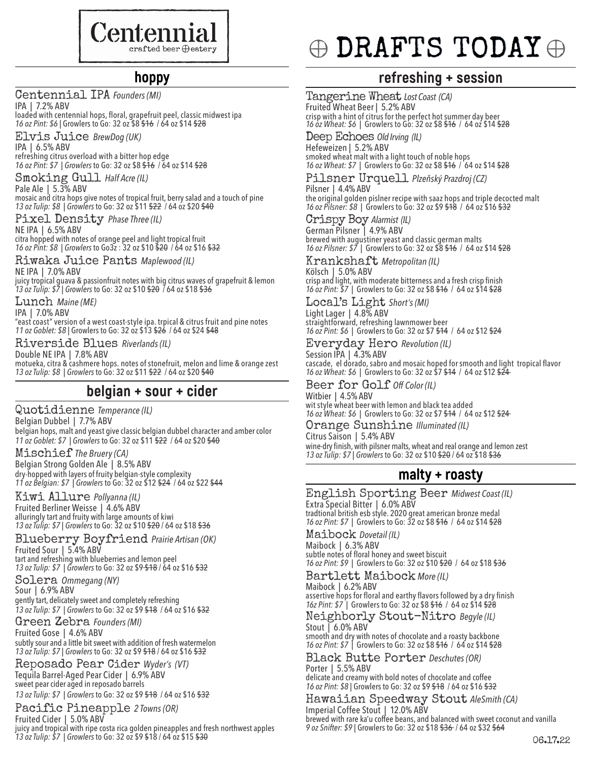# Centennial
crafted beer ⊕ eatery

# ⊕ DRAFTS TODAY ⊕

## hoppy

**Centennial IPA** *Founders (MI)*
IPA | 7.2% ABV
loaded with centennial hops, floral, grapefruit peel, classic midwest ipa
*16 oz Pint: $6* | Growlers to Go: 32 oz $8 ~~$16~~ / 64 oz $14 ~~$28~~

**Elvis Juice** *BrewDog (UK)*
IPA | 6.5% ABV
refreshing citrus overload with a bitter hop edge
*16 oz Pint: $7 | Growlers* to Go: 32 oz $8 ~~$16~~ / 64 oz $14 ~~$28~~

**Smoking Gull** *Half Acre (IL)*
Pale Ale | 5.3% ABV
mosaic and citra hops give notes of tropical fruit, berry salad and a touch of pine
*13 oz Tulip: $8 | Growlers* to Go: 32 oz $11 ~~$22~~ / 64 oz $20 ~~$40~~

**Pixel Density** *Phase Three (IL)*
NE IPA | 6.5% ABV
citra hopped with notes of orange peel and light tropical fruit
*16 oz Pint: $8 | Growlers* to Go3z : 32 oz $10 ~~$20~~ / 64 oz $16 ~~$32~~

**Riwaka Juice Pants** *Maplewood (IL)*
NE IPA | 7.0% ABV
juicy tropical guava & passionfruit notes with big citrus waves of grapefruit & lemon
*13 oz Tulip: $7 | Growlers* to Go: 32 oz $10 ~~$20~~ / 64 oz $18 ~~$36~~

**Lunch** *Maine (ME)*
IPA | 7.0% ABV
"east coast" version of a west coast-style ipa. trpical & citrus fruit and pine notes
*11 oz Goblet: $8* | Growlers to Go: 32 oz $13 ~~$26~~ / 64 oz $24 ~~$48~~

**Riverside Blues** *Riverlands (IL)*
Double NE IPA | 7.8% ABV
motueka, citra & cashmere hops. notes of stonefruit, melon and lime & orange zest
*13 oz Tulip: $8 | Growlers* to Go: 32 oz $11 ~~$22~~ / 64 oz $20 ~~$40~~

## belgian + sour + cider

**Quotidienne** *Temperance (IL)*
Belgian Dubbel | 7.7% ABV
belgian hops, malt and yeast give classic belgian dubbel character and amber color
*11 oz Goblet: $7 | Growlers* to Go: 32 oz $11 ~~$22~~ / 64 oz $20 ~~$40~~

**Mischief** *The Bruery (CA)*
Belgian Strong Golden Ale | 8.5% ABV
dry-hopped with layers of fruity belgian-style complexity
*11 oz Belgian: $7 | Growlers* to Go: 32 oz $12 ~~$24~~ / 64 oz $22 ~~$44~~

**Kiwi Allure** *Pollyanna (IL)*
Fruited Berliner Weisse | 4.6% ABV
alluringly tart and fruity with large amounts of kiwi
*13 oz Tulip: $7 | Growlers* to Go: 32 oz $10 ~~$20~~ / 64 oz $18 ~~$36~~

**Blueberry Boyfriend** *Prairie Artisan (OK)*
Fruited Sour | 5.4% ABV
tart and refreshing with blueberries and lemon peel
*13 oz Tulip: $7 | Growlers* to Go: 32 oz $9 ~~$18~~ / 64 oz $16 ~~$32~~

**Solera** *Ommegang (NY)*
Sour | 6.9% ABV
gently tart, delicately sweet and completely refreshing
*13 oz Tulip: $7 | Growlers* to Go: 32 oz $9 ~~$18~~ / 64 oz $16 ~~$32~~

**Green Zebra** *Founders (MI)*
Fruited Gose | 4.6% ABV
subtly sour and a little bit sweet with addition of fresh watermelon
*13 oz Tulip: $7 | Growlers* to Go: 32 oz $9 ~~$18~~ / 64 oz $16 ~~$32~~

**Reposado Pear Cider** *Wyder's (VT)*
Tequila Barrel-Aged Pear Cider | 6.9% ABV
sweet pear cider aged in reposado barrels
*13 oz Tulip: $7 | Growlers* to Go: 32 oz $9 ~~$18~~ / 64 oz $16 ~~$32~~

**Pacific Pineapple** *2 Towns (OR)*
Fruited Cider | 5.0% ABV
juicy and tropical with ripe costa rica golden pineapples and fresh northwest apples
*13 oz Tulip: $7 | Growlers* to Go: 32 oz $9 $18 / 64 oz $15 ~~$30~~

## refreshing + session

**Tangerine Wheat** *Lost Coast (CA)*
Fruited Wheat Beer | 5.2% ABV
crisp with a hint of citrus for the perfect hot summer day beer
*16 oz Wheat: $6* | Growlers to Go: 32 oz $8 ~~$16~~ / 64 oz $14 ~~$28~~

**Deep Echoes** *Old Irving (IL)*
Hefeweizen | 5.2% ABV
smoked wheat malt with a light touch of noble hops
*16 oz Wheat: $7* | Growlers to Go: 32 oz $8 ~~$16~~ / 64 oz $14 ~~$28~~

**Pilsner Urquell** *Plzeňský Prazdroj (CZ)*
Pilsner | 4.4% ABV
the original golden pislner recipe with saaz hops and triple decocted malt
*16 oz Pilsner: $8* | Growlers to Go: 32 oz $9 ~~$18~~ / 64 oz $16 ~~$32~~

**Crispy Boy** *Alarmist (IL)*
German Pilsner | 4.9% ABV
brewed with augustiner yeast and classic german malts
*16 oz Pilsner: $7* | Growlers to Go: 32 oz $8 ~~$16~~ / 64 oz $14 ~~$28~~

**Krankshaft** *Metropolitan (IL)*
Kölsch | 5.0% ABV
crisp and light, with moderate bitterness and a fresh crisp finish
*16 oz Pint: $7* | Growlers to Go: 32 oz $8 ~~$16~~ / 64 oz $14 ~~$28~~

**Local's Light** *Short's (MI)*
Light Lager | 4.8% ABV
straightforward, refreshing lawnmower beer
*16 oz Pint: $6* | Growlers to Go: 32 oz $7 ~~$14~~ / 64 oz $12 ~~$24~~

**Everyday Hero** *Revolution (IL)*
Session IPA | 4.3% ABV
cascade, el dorado, sabro and mosaic hoped for smooth and light tropical flavor
*16 oz Wheat: $6* | Growlers to Go: 32 oz $7 ~~$14~~ / 64 oz $12 ~~$24~~

**Beer for Golf** *Off Color (IL)*
Witbier | 4.5% ABV
wit style wheat beer with lemon and black tea added
*16 oz Wheat: $6* | Growlers to Go: 32 oz $7 ~~$14~~ / 64 oz $12 ~~$24~~

**Orange Sunshine** *Illuminated (IL)*
Citrus Saison | 5.4% ABV
wine-dry finish, with pilsner malts, wheat and real orange and lemon zest
*13 oz Tulip: $7 | Growlers* to Go: 32 oz $10 ~~$20~~ / 64 oz $18 ~~$36~~

## malty + roasty

**English Sporting Beer** *Midwest Coast (IL)*
Extra Special Bitter | 6.0% ABV
tradtional british esb style. 2020 great american bronze medal
*16 oz Pint: $7* | Growlers to Go: 32 oz $8 ~~$16~~ / 64 oz $14 ~~$28~~

**Maibock** *Dovetail (IL)*
Maibock | 6.3% ABV
subtle notes of floral honey and sweet biscuit
*16 oz Pint: $9* | Growlers to Go: 32 oz $10 ~~$20~~ / 64 oz $18 ~~$36~~

**Bartlett Maibock** *More (IL)*
Maibock | 6.2% ABV
assertive hops for floral and earthy flavors followed by a dry finish
*16z Pint: $7* | Growlers to Go: 32 oz $8 ~~$16~~ / 64 oz $14 ~~$28~~

**Neighborly Stout-Nitro** *Begyle (IL)*
Stout | 6.0% ABV
smooth and dry with notes of chocolate and a roasty backbone
*16 oz Pint: $7* | Growlers to Go: 32 oz $8 ~~$16~~ / 64 oz $14 ~~$28~~

**Black Butte Porter** *Deschutes (OR)*
Porter | 5.5% ABV
delicate and creamy with bold notes of chocolate and coffee
*16 oz Pint: $8* | Growlers to Go: 32 oz $9 ~~$18~~ / 64 oz $16 ~~$32~~

**Hawaiian Speedway Stout** *AleSmith (CA)*
Imperial Coffee Stout | 12.0% ABV
brewed with rare ka'u coffee beans, and balanced with sweet coconut and vanilla
*9 oz Snifter: $9* | Growlers to Go: 32 oz $18 ~~$36~~ / 64 oz $32 ~~$64~~

06.17.22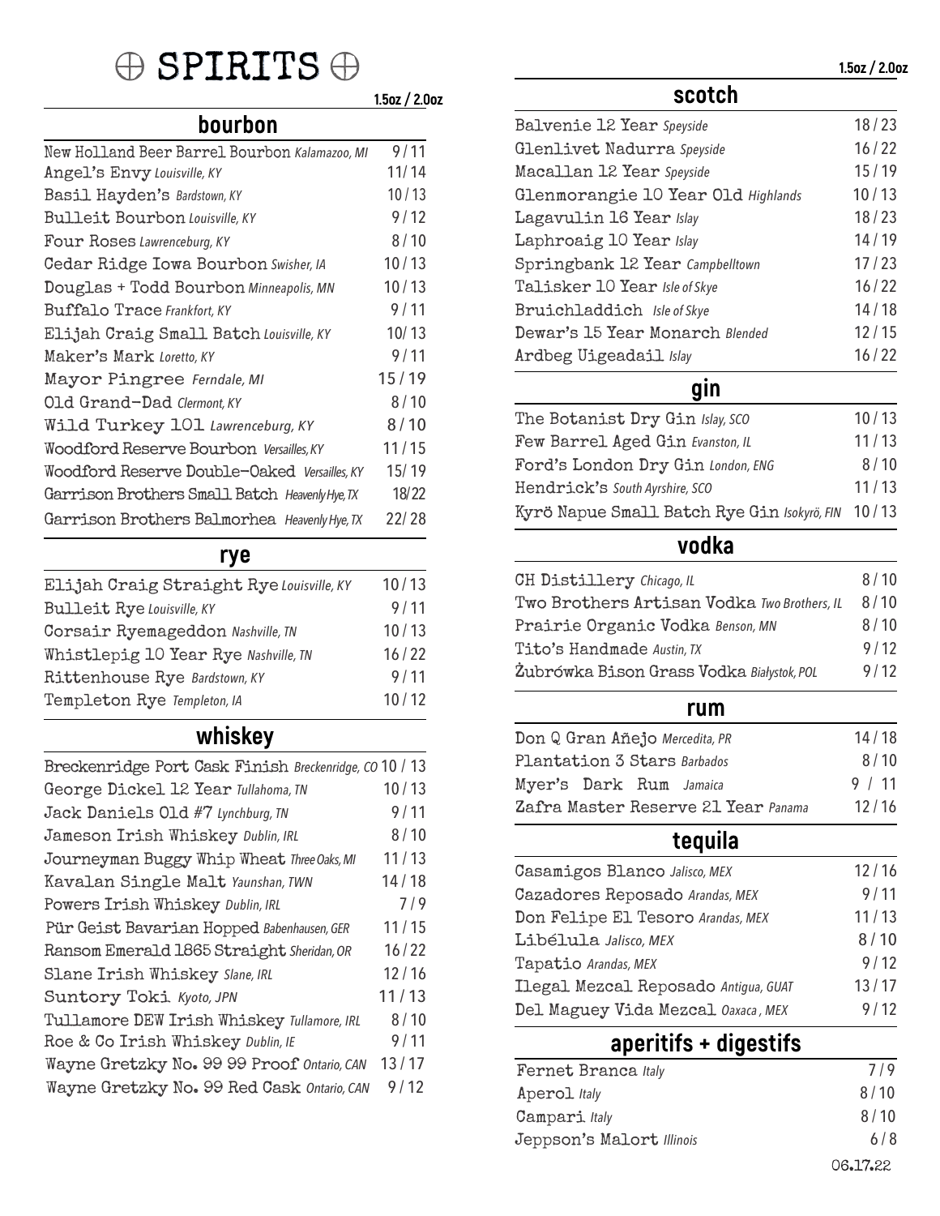# ⊕ SPIRITS ⊕

## bourbon

| | 1.5oz / 2.0oz |
|---|---|
| New Holland Beer Barrel Bourbon *Kalamazoo, MI* | 9 / 11 |
| Angel's Envy *Louisville, KY* | 11/ 14 |
| Basil Hayden's *Bardstown, KY* | 10 / 13 |
| Bulleit Bourbon *Louisville, KY* | 9 / 12 |
| Four Roses *Lawrenceburg, KY* | 8 / 10 |
| Cedar Ridge Iowa Bourbon *Swisher, IA* | 10 / 13 |
| Douglas + Todd Bourbon *Minneapolis, MN* | 10 / 13 |
| Buffalo Trace *Frankfort, KY* | 9 / 11 |
| Elijah Craig Small Batch *Louisville, KY* | 10/ 13 |
| Maker's Mark *Loretto, KY* | 9 / 11 |
| Mayor Pingree *Ferndale, MI* | 15 / 19 |
| Old Grand-Dad *Clermont, KY* | 8 / 10 |
| Wild Turkey 101 *Lawrenceburg, KY* | 8 / 10 |
| Woodford Reserve Bourbon *Versailles, KY* | 11 / 15 |
| Woodford Reserve Double-Oaked *Versailles, KY* | 15/ 19 |
| Garrison Brothers Small Batch *Heavenly Hye, TX* | 18/22 |
| Garrison Brothers Balmorhea *Heavenly Hye, TX* | 22/ 28 |

## rye

| | |
|---|---|
| Elijah Craig Straight Rye *Louisville, KY* | 10 / 13 |
| Bulleit Rye *Louisville, KY* | 9 / 11 |
| Corsair Ryemageddon *Nashville, TN* | 10 / 13 |
| Whistlepig 10 Year Rye *Nashville, TN* | 16 / 22 |
| Rittenhouse Rye *Bardstown, KY* | 9 / 11 |
| Templeton Rye *Templeton, IA* | 10 / 12 |

## whiskey

| | |
|---|---|
| Breckenridge Port Cask Finish *Breckenridge, CO* | 10 / 13 |
| George Dickel 12 Year *Tullahoma, TN* | 10 / 13 |
| Jack Daniels Old #7 *Lynchburg, TN* | 9 / 11 |
| Jameson Irish Whiskey *Dublin, IRL* | 8 / 10 |
| Journeyman Buggy Whip Wheat *Three Oaks, MI* | 11 / 13 |
| Kavalan Single Malt *Yaunshan, TWN* | 14 / 18 |
| Powers Irish Whiskey *Dublin, IRL* | 7 / 9 |
| Pür Geist Bavarian Hopped *Babenhausen, GER* | 11 / 15 |
| Ransom Emerald 1865 Straight *Sheridan, OR* | 16 / 22 |
| Slane Irish Whiskey *Slane, IRL* | 12 / 16 |
| Suntory Toki *Kyoto, JPN* | 11 / 13 |
| Tullamore DEW Irish Whiskey *Tullamore, IRL* | 8 / 10 |
| Roe & Co Irish Whiskey *Dublin, IE* | 9 / 11 |
| Wayne Gretzky No. 99 99 Proof *Ontario, CAN* | 13 / 17 |
| Wayne Gretzky No. 99 Red Cask *Ontario, CAN* | 9 / 12 |

## scotch

| | 1.5oz / 2.0oz |
|---|---|
| Balvenie 12 Year *Speyside* | 18 / 23 |
| Glenlivet Nadurra *Speyside* | 16 / 22 |
| Macallan 12 Year *Speyside* | 15 / 19 |
| Glenmorangie 10 Year Old *Highlands* | 10 / 13 |
| Lagavulin 16 Year *Islay* | 18 / 23 |
| Laphroaig 10 Year *Islay* | 14 / 19 |
| Springbank 12 Year *Campbelltown* | 17 / 23 |
| Talisker 10 Year *Isle of Skye* | 16 / 22 |
| Bruichladdich *Isle of Skye* | 14 / 18 |
| Dewar's 15 Year Monarch *Blended* | 12 / 15 |
| Ardbeg Uigeadail *Islay* | 16 / 22 |

## gin

| | |
|---|---|
| The Botanist Dry Gin *Islay, SCO* | 10 / 13 |
| Few Barrel Aged Gin *Evanston, IL* | 11 / 13 |
| Ford's London Dry Gin *London, ENG* | 8 / 10 |
| Hendrick's *South Ayrshire, SCO* | 11 / 13 |
| Kyrö Napue Small Batch Rye Gin *Isokyrö, FIN* | 10 / 13 |

## vodka

| | |
|---|---|
| CH Distillery *Chicago, IL* | 8 / 10 |
| Two Brothers Artisan Vodka *Two Brothers, IL* | 8 / 10 |
| Prairie Organic Vodka *Benson, MN* | 8 / 10 |
| Tito's Handmade *Austin, TX* | 9 / 12 |
| Żubrówka Bison Grass Vodka *Białystok, POL* | 9 / 12 |

## rum

| | |
|---|---|
| Don Q Gran Añejo *Mercedita, PR* | 14 / 18 |
| Plantation 3 Stars *Barbados* | 8 / 10 |
| Myer's Dark Rum *Jamaica* | 9 / 11 |
| Zafra Master Reserve 21 Year *Panama* | 12 / 16 |

## tequila

| | |
|---|---|
| Casamigos Blanco *Jalisco, MEX* | 12 / 16 |
| Cazadores Reposado *Arandas, MEX* | 9 / 11 |
| Don Felipe El Tesoro *Arandas, MEX* | 11 / 13 |
| Libélula *Jalisco, MEX* | 8 / 10 |
| Tapatio *Arandas, MEX* | 9 / 12 |
| Ilegal Mezcal Reposado *Antigua, GUAT* | 13 / 17 |
| Del Maguey Vida Mezcal *Oaxaca , MEX* | 9 / 12 |

## aperitifs + digestifs

| | |
|---|---|
| Fernet Branca *Italy* | 7 / 9 |
| Aperol *Italy* | 8 / 10 |
| Campari *Italy* | 8 / 10 |
| Jeppson's Malort *Illinois* | 6 / 8 |

06.17.22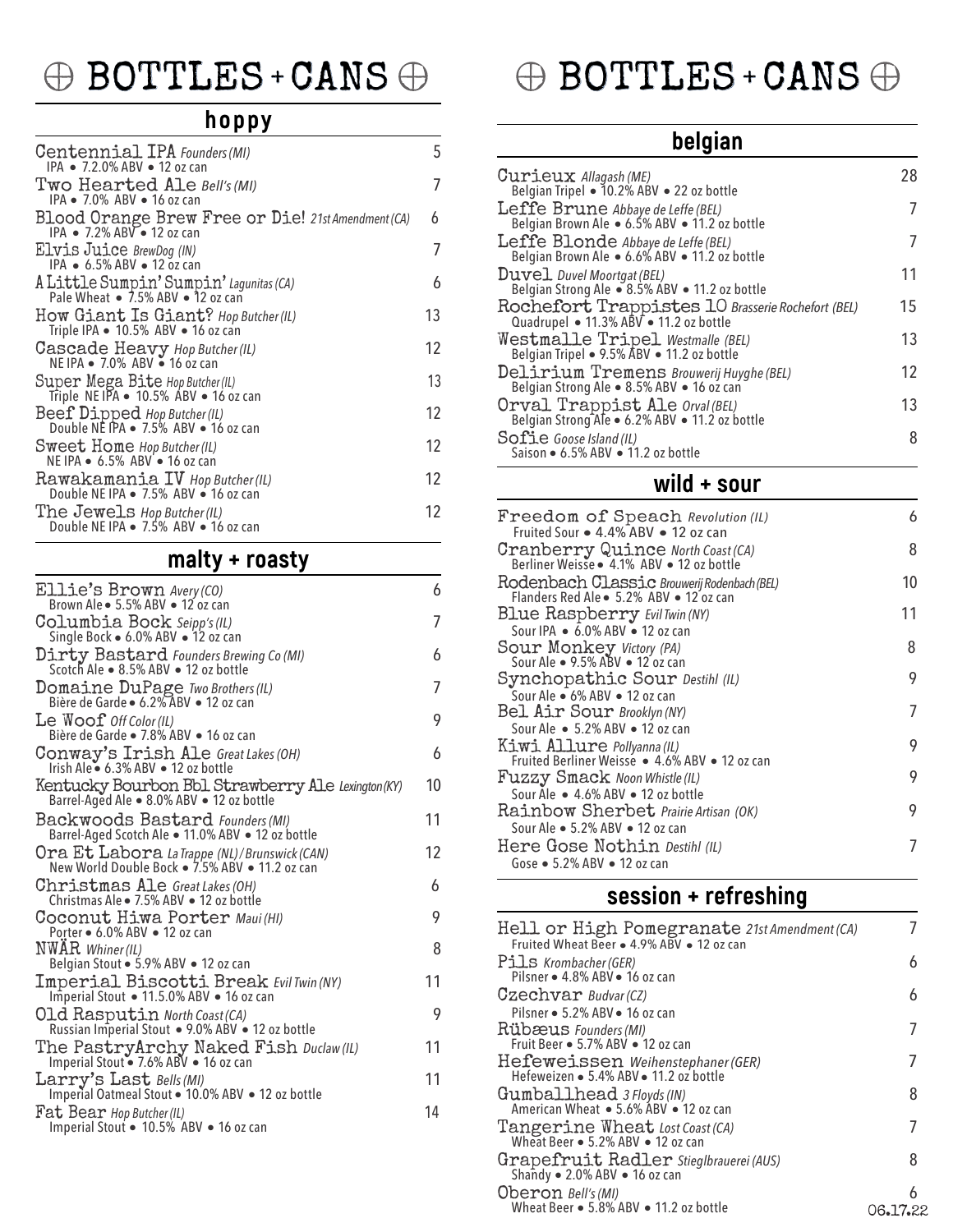# ⊕ BOTTLES + CANS ⊕

## hoppy

| Beer | Price |
|---|---|
| Centennial IPA *Founders (MI)*<br>IPA • 7.2.0% ABV • 12 oz can | 5 |
| Two Hearted Ale *Bell's (MI)*<br>IPA • 7.0% ABV • 16 oz can | 7 |
| Blood Orange Brew Free or Die! *21st Amendment (CA)*<br>IPA • 7.2% ABV • 12 oz can | 6 |
| Elvis Juice *BrewDog (IN)*<br>IPA • 6.5% ABV • 12 oz can | 7 |
| A Little Sumpin' Sumpin' *Lagunitas (CA)*<br>Pale Wheat • 7.5% ABV • 12 oz can | 6 |
| How Giant Is Giant? *Hop Butcher (IL)*<br>Triple IPA • 10.5% ABV • 16 oz can | 13 |
| Cascade Heavy *Hop Butcher (IL)*<br>NE IPA • 7.0% ABV • 16 oz can | 12 |
| Super Mega Bite *Hop Butcher (IL)*<br>Triple NE IPA • 10.5% ABV • 16 oz can | 13 |
| Beef Dipped *Hop Butcher (IL)*<br>Double NE IPA • 7.5% ABV • 16 oz can | 12 |
| Sweet Home *Hop Butcher (IL)*<br>NE IPA • 6.5% ABV • 16 oz can | 12 |
| Rawakamania IV *Hop Butcher (IL)*<br>Double NE IPA • 7.5% ABV • 16 oz can | 12 |
| The Jewels *Hop Butcher (IL)*<br>Double NE IPA • 7.5% ABV • 16 oz can | 12 |

## malty + roasty

| Beer | Price |
|---|---|
| Ellie's Brown *Avery (CO)*<br>Brown Ale • 5.5% ABV • 12 oz can | 6 |
| Columbia Bock *Seipp's (IL)*<br>Single Bock • 6.0% ABV • 12 oz can | 7 |
| Dirty Bastard *Founders Brewing Co (MI)*<br>Scotch Ale • 8.5% ABV • 12 oz bottle | 6 |
| Domaine DuPage *Two Brothers (IL)*<br>Bière de Garde • 6.2% ABV • 12 oz can | 7 |
| Le Woof *Off Color (IL)*<br>Bière de Garde • 7.8% ABV • 16 oz can | 9 |
| Conway's Irish Ale *Great Lakes (OH)*<br>Irish Ale • 6.3% ABV • 12 oz bottle | 6 |
| Kentucky Bourbon Bbl Strawberry Ale *Lexington (KY)*<br>Barrel-Aged Ale • 8.0% ABV • 12 oz bottle | 10 |
| Backwoods Bastard *Founders (MI)*<br>Barrel-Aged Scotch Ale • 11.0% ABV • 12 oz bottle | 11 |
| Ora Et Labora *La Trappe (NL) / Brunswick (CAN)*<br>New World Double Bock • 7.5% ABV • 11.2 oz can | 12 |
| Christmas Ale *Great Lakes (OH)*<br>Christmas Ale • 7.5% ABV • 12 oz bottle | 6 |
| Coconut Hiwa Porter *Maui (HI)*<br>Porter • 6.0% ABV • 12 oz can | 9 |
| NWÄR *Whiner (IL)*<br>Belgian Stout • 5.9% ABV • 12 oz can | 8 |
| Imperial Biscotti Break *Evil Twin (NY)*<br>Imperial Stout • 11.5.0% ABV • 16 oz can | 11 |
| Old Rasputin *North Coast (CA)*<br>Russian Imperial Stout • 9.0% ABV • 12 oz bottle | 9 |
| The PastryArchy Naked Fish *Duclaw (IL)*<br>Imperial Stout • 7.6% ABV • 16 oz can | 11 |
| Larry's Last *Bells (MI)*<br>Imperial Oatmeal Stout • 10.0% ABV • 12 oz bottle | 11 |
| Fat Bear *Hop Butcher (IL)*<br>Imperial Stout • 10.5% ABV • 16 oz can | 14 |

# ⊕ BOTTLES + CANS ⊕

## belgian

| Beer | Price |
|---|---|
| Curieux *Allagash (ME)*<br>Belgian Tripel • 10.2% ABV • 22 oz bottle | 28 |
| Leffe Brune *Abbaye de Leffe (BEL)*<br>Belgian Brown Ale • 6.5% ABV • 11.2 oz bottle | 7 |
| Leffe Blonde *Abbaye de Leffe (BEL)*<br>Belgian Brown Ale • 6.6% ABV • 11.2 oz bottle | 7 |
| Duvel *Duvel Moortgat (BEL)*<br>Belgian Strong Ale • 8.5% ABV • 11.2 oz bottle | 11 |
| Rochefort Trappistes 10 *Brasserie Rochefort (BEL)*<br>Quadrupel • 11.3% ABV • 11.2 oz bottle | 15 |
| Westmalle Tripel *Westmalle (BEL)*<br>Belgian Tripel • 9.5% ABV • 11.2 oz bottle | 13 |
| Delirium Tremens *Brouwerij Huyghe (BEL)*<br>Belgian Strong Ale • 8.5% ABV • 16 oz can | 12 |
| Orval Trappist Ale *Orval (BEL)*<br>Belgian Strong Ale • 6.2% ABV • 11.2 oz bottle | 13 |
| Sofie *Goose Island (IL)*<br>Saison • 6.5% ABV • 11.2 oz bottle | 8 |

## wild + sour

| Beer | Price |
|---|---|
| Freedom of Speach *Revolution (IL)*<br>Fruited Sour • 4.4% ABV • 12 oz can | 6 |
| Cranberry Quince *North Coast (CA)*<br>Berliner Weisse • 4.1% ABV • 12 oz bottle | 8 |
| Rodenbach Classic *Brouwerij Rodenbach (BEL)*<br>Flanders Red Ale • 5.2% ABV • 12 oz can | 10 |
| Blue Raspberry *Evil Twin (NY)*<br>Sour IPA • 6.0% ABV • 12 oz can | 11 |
| Sour Monkey *Victory (PA)*<br>Sour Ale • 9.5% ABV • 12 oz can | 8 |
| Synchopathic Sour *Destihl (IL)*<br>Sour Ale • 6% ABV • 12 oz can | 9 |
| Bel Air Sour *Brooklyn (NY)*<br>Sour Ale • 5.2% ABV • 12 oz can | 7 |
| Kiwi Allure *Pollyanna (IL)*<br>Fruited Berliner Weisse • 4.6% ABV • 12 oz can | 9 |
| Fuzzy Smack *Noon Whistle (IL)*<br>Sour Ale • 4.6% ABV • 12 oz bottle | 9 |
| Rainbow Sherbet *Prairie Artisan (OK)*<br>Sour Ale • 5.2% ABV • 12 oz can | 9 |
| Here Gose Nothin *Destihl (IL)*<br>Gose • 5.2% ABV • 12 oz can | 7 |

## session + refreshing

| Beer | Price |
|---|---|
| Hell or High Pomegranate *21st Amendment (CA)*<br>Fruited Wheat Beer • 4.9% ABV • 12 oz can | 7 |
| Pils *Krombacher (GER)*<br>Pilsner • 4.8% ABV • 16 oz can | 6 |
| Czechvar *Budvar (CZ)*<br>Pilsner • 5.2% ABV • 16 oz can | 6 |
| Rübæus *Founders (MI)*<br>Fruit Beer • 5.7% ABV • 12 oz can | 7 |
| Hefeweissen *Weihenstephaner (GER)*<br>Hefeweizen • 5.4% ABV • 11.2 oz bottle | 7 |
| Gumballhead *3 Floyds (IN)*<br>American Wheat • 5.6% ABV • 12 oz can | 8 |
| Tangerine Wheat *Lost Coast (CA)*<br>Wheat Beer • 5.2% ABV • 12 oz can | 7 |
| Grapefruit Radler *Stieglbrauerei (AUS)*<br>Shandy • 2.0% ABV • 16 oz can | 8 |
| Oberon *Bell's (MI)*<br>Wheat Beer • 5.8% ABV • 11.2 oz bottle | 6 |

06.17.22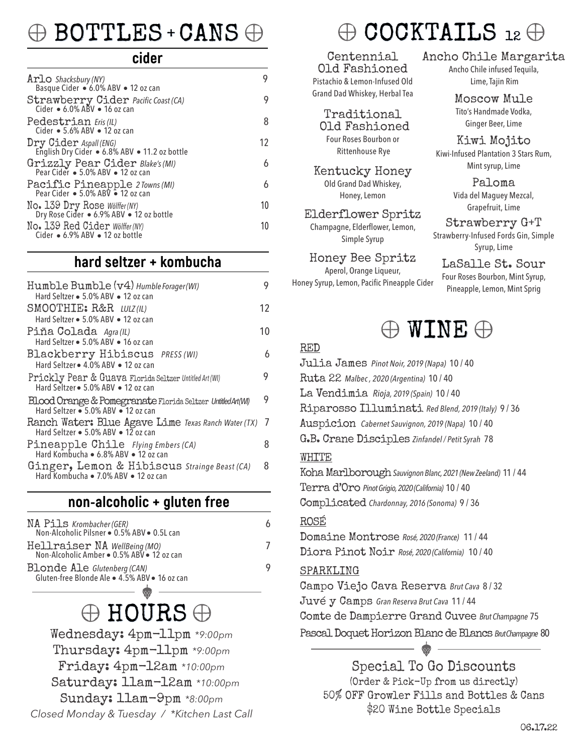# ⊕ BOTTLES + CANS ⊕

## cider

| | |
|---|---|
| Arlo *Shacksbury (NY)* Basque Cider • 6.0% ABV • 12 oz can | 9 |
| Strawberry Cider *Pacific Coast (CA)* Cider • 6.0% ABV • 16 oz can | 9 |
| Pedestrian *Eris (IL)* Cider • 5.6% ABV • 12 oz can | 8 |
| Dry Cider *Aspall (ENG)* English Dry Cider • 6.8% ABV • 11.2 oz bottle | 12 |
| Grizzly Pear Cider *Blake's (MI)* Pear Cider • 5.0% ABV • 12 oz can | 6 |
| Pacific Pineapple *2 Towns (MI)* Pear Cider • 5.0% ABV • 12 oz can | 6 |
| No. 139 Dry Rose *Wölffer (NY)* Dry Rose Cider • 6.9% ABV • 12 oz bottle | 10 |
| No. 139 Red Cider *Wölffer (NY)* Cider • 6.9% ABV • 12 oz bottle | 10 |

## hard seltzer + kombucha

| | |
|---|---|
| Humble Bumble (v4) *Humble Forager (WI)* Hard Seltzer • 5.0% ABV • 12 oz can | 9 |
| SMOOTHIE: R&R *LULZ (IL)* Hard Seltzer • 5.0% ABV • 12 oz can | 12 |
| Piña Colada *Agra (IL)* Hard Seltzer • 5.0% ABV • 16 oz can | 10 |
| Blackberry Hibiscus *PRESS (WI)* Hard Seltzer • 4.0% ABV • 12 oz can | 6 |
| Prickly Pear & Guava Florida Seltzer *Untitled Art (WI)* Hard Seltzer • 5.0% ABV • 12 oz can | 9 |
| Blood Orange & Pomegranate Florida Seltzer *Untitled Art (WI)* Hard Seltzer • 5.0% ABV • 12 oz can | 9 |
| Ranch Water: Blue Agave Lime *Texas Ranch Water (TX)* Hard Seltzer • 5.0% ABV • 12 oz can | 7 |
| Pineapple Chile *Flying Embers (CA)* Hard Kombucha • 6.8% ABV • 12 oz can | 8 |
| Ginger, Lemon & Hibiscus *Strainge Beast (CA)* Hard Kombucha • 7.0% ABV • 12 oz can | 8 |

## non-alcoholic + gluten free

| | |
|---|---|
| NA Pils *Krombacher (GER)* Non-Alcoholic Pilsner • 0.5% ABV • 0.5L can | 6 |
| Hellraiser NA *WellBeing (MO)* Non-Alcoholic Amber • 0.5% ABV • 12 oz can | 7 |
| Blonde Ale *Glutenberg (CAN)* Gluten-free Blonde Ale • 4.5% ABV • 16 oz can | 9 |

# ⊕ HOURS ⊕

Wednesday: 4pm-11pm *\*9:00pm*
Thursday: 4pm-11pm *\*9:00pm*
Friday: 4pm-12am *\*10:00pm*
Saturday: 11am-12am *\*10:00pm*
Sunday: 11am-9pm *\*8:00pm*
*Closed Monday & Tuesday / \*Kitchen Last Call*

# ⊕ COCKTAILS 12 ⊕

**Centennial Old Fashioned**
Pistachio & Lemon-Infused Old Grand Dad Whiskey, Herbal Tea

**Traditional Old Fashioned**
Four Roses Bourbon or Rittenhouse Rye

**Kentucky Honey**
Old Grand Dad Whiskey, Honey, Lemon

**Elderflower Spritz**
Champagne, Elderflower, Lemon, Simple Syrup

**Honey Bee Spritz**
Aperol, Orange Liqueur, Honey Syrup, Lemon, Pacific Pineapple Cider

**Ancho Chile Margarita**
Ancho Chile infused Tequila, Lime, Tajin Rim

**Moscow Mule**
Tito's Handmade Vodka, Ginger Beer, Lime

**Kiwi Mojito**
Kiwi-Infused Plantation 3 Stars Rum, Mint syrup, Lime

**Paloma**
Vida del Maguey Mezcal, Grapefruit, Lime

**Strawberry G+T**
Strawberry-Infused Fords Gin, Simple Syrup, Lime

**LaSalle St. Sour**
Four Roses Bourbon, Mint Syrup, Pineapple, Lemon, Mint Sprig

# ⊕ WINE ⊕

### RED

Julia James *Pinot Noir, 2019 (Napa)* 10 / 40
Ruta 22 *Malbec, 2020 (Argentina)* 10 / 40
La Vendimia *Rioja, 2019 (Spain)* 10 / 40
Riparosso Illuminati *Red Blend, 2019 (Italy)* 9 / 36
Auspicion *Cabernet Sauvignon, 2019 (Napa)* 10 / 40
G.B. Crane Disciples *Zinfandel / Petit Syrah* 78

### WHITE

Koha Marlborough *Sauvignon Blanc, 2021 (New Zeeland)* 11 / 44
Terra d'Oro *Pinot Grigio, 2020 (California)* 10 / 40
Complicated *Chardonnay, 2016 (Sonoma)* 9 / 36

### ROSÉ

Domaine Montrose *Rosé, 2020 (France)* 11 / 44
Diora Pinot Noir *Rosé, 2020 (California)* 10 / 40

### SPARKLING

Campo Viejo Cava Reserva *Brut Cava* 8 / 32
Juvé y Camps *Gran Reserva Brut Cava* 11 / 44
Comte de Dampierre Grand Cuvee *Brut Champagne* 75
Pascal Doquet Horizon Blanc de Blancs *Brut Champagne* 80

## Special To Go Discounts

(Order & Pick-Up from us directly)
50% OFF Growler Fills and Bottles & Cans
$20 Wine Bottle Specials

06.17.22